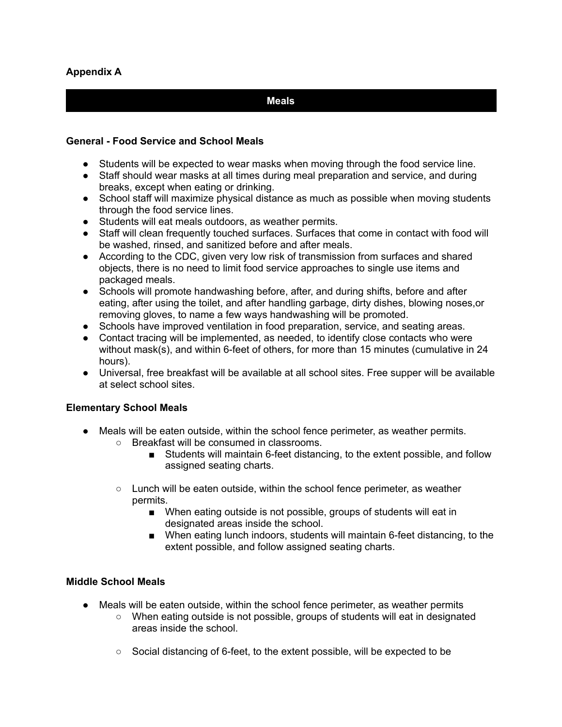**Appendix A**

## Meals

### General - Food Service and School Meals

- Students will be expected to wear masks when moving through the food service line.
- Staff should wear masks at all times during meal preparation and service, and during breaks, except when eating or drinking.
- School staff will maximize physical distance as much as possible when moving students through the food service lines.
- Students will eat meals outdoors, as weather permits.
- Staff will clean frequently touched surfaces. Surfaces that come in contact with food will be washed, rinsed, and sanitized before and after meals.
- According to the CDC, given very low risk of transmission from surfaces and shared objects, there is no need to limit food service approaches to single use items and packaged meals.
- Schools will promote handwashing before, after, and during shifts, before and after eating, after using the toilet, and after handling garbage, dirty dishes, blowing noses,or removing gloves, to name a few ways handwashing will be promoted.
- Schools have improved ventilation in food preparation, service, and seating areas.
- Contact tracing will be implemented, as needed, to identify close contacts who were without mask(s), and within 6-feet of others, for more than 15 minutes (cumulative in 24 hours).
- Universal, free breakfast will be available at all school sites. Free supper will be available at select school sites.

### Elementary School Meals

- Meals will be eaten outside, within the school fence perimeter, as weather permits.
  - Breakfast will be consumed in classrooms.
    - Students will maintain 6-feet distancing, to the extent possible, and follow assigned seating charts.
  - Lunch will be eaten outside, within the school fence perimeter, as weather permits.
    - When eating outside is not possible, groups of students will eat in designated areas inside the school.
    - When eating lunch indoors, students will maintain 6-feet distancing, to the extent possible, and follow assigned seating charts.

### Middle School Meals

- Meals will be eaten outside, within the school fence perimeter, as weather permits
  - When eating outside is not possible, groups of students will eat in designated areas inside the school.
  - Social distancing of 6-feet, to the extent possible, will be expected to be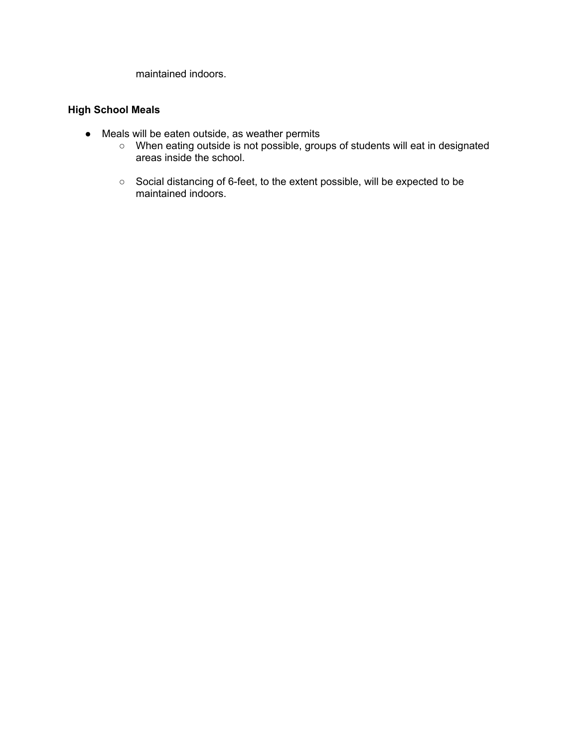maintained indoors.

**High School Meals**

- Meals will be eaten outside, as weather permits
    - When eating outside is not possible, groups of students will eat in designated areas inside the school.
    - Social distancing of 6-feet, to the extent possible, will be expected to be maintained indoors.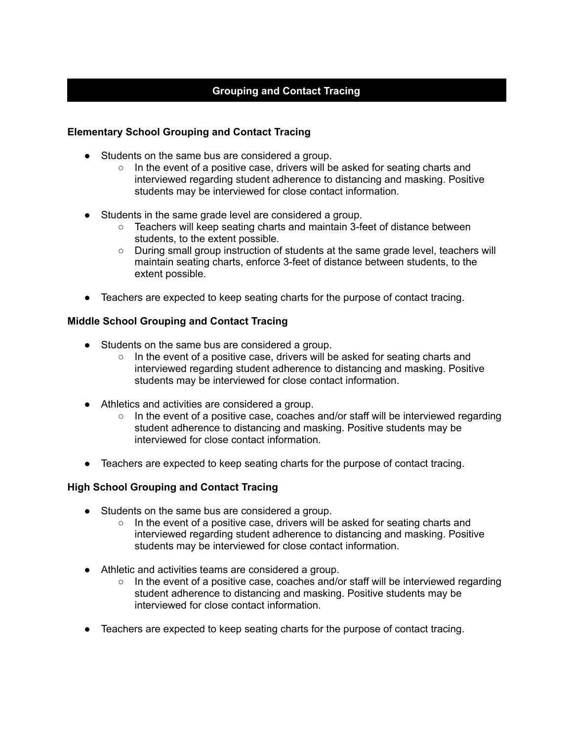## Grouping and Contact Tracing

### Elementary School Grouping and Contact Tracing

- Students on the same bus are considered a group.
  - In the event of a positive case, drivers will be asked for seating charts and interviewed regarding student adherence to distancing and masking. Positive students may be interviewed for close contact information.

- Students in the same grade level are considered a group.
  - Teachers will keep seating charts and maintain 3-feet of distance between students, to the extent possible.
  - During small group instruction of students at the same grade level, teachers will maintain seating charts, enforce 3-feet of distance between students, to the extent possible.

- Teachers are expected to keep seating charts for the purpose of contact tracing.

### Middle School Grouping and Contact Tracing

- Students on the same bus are considered a group.
  - In the event of a positive case, drivers will be asked for seating charts and interviewed regarding student adherence to distancing and masking. Positive students may be interviewed for close contact information.

- Athletics and activities are considered a group.
  - In the event of a positive case, coaches and/or staff will be interviewed regarding student adherence to distancing and masking. Positive students may be interviewed for close contact information.

- Teachers are expected to keep seating charts for the purpose of contact tracing.

### High School Grouping and Contact Tracing

- Students on the same bus are considered a group.
  - In the event of a positive case, drivers will be asked for seating charts and interviewed regarding student adherence to distancing and masking. Positive students may be interviewed for close contact information.

- Athletic and activities teams are considered a group.
  - In the event of a positive case, coaches and/or staff will be interviewed regarding student adherence to distancing and masking. Positive students may be interviewed for close contact information.

- Teachers are expected to keep seating charts for the purpose of contact tracing.